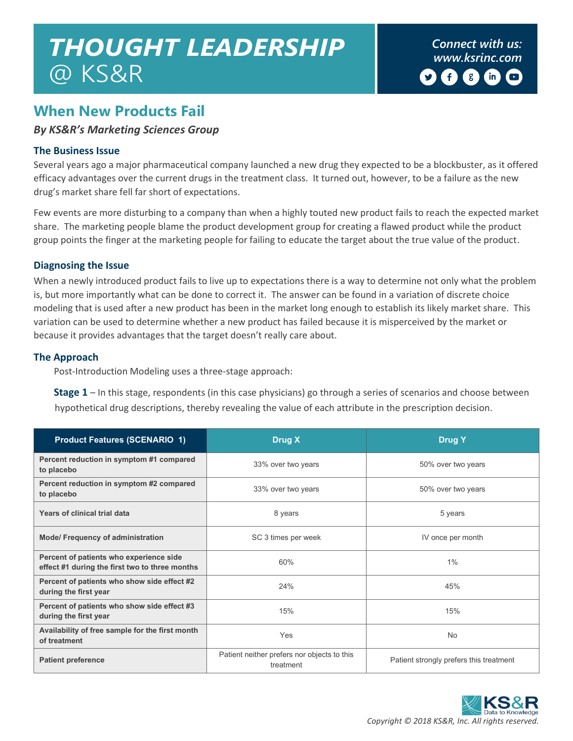# THOUGHT LEADERSHIP @ KS&R

Connect with us:
www.ksrinc.com

## When New Products Fail

***By KS&R's Marketing Sciences Group***

### The Business Issue

Several years ago a major pharmaceutical company launched a new drug they expected to be a blockbuster, as it offered efficacy advantages over the current drugs in the treatment class. It turned out, however, to be a failure as the new drug's market share fell far short of expectations.

Few events are more disturbing to a company than when a highly touted new product fails to reach the expected market share. The marketing people blame the product development group for creating a flawed product while the product group points the finger at the marketing people for failing to educate the target about the true value of the product.

### Diagnosing the Issue

When a newly introduced product fails to live up to expectations there is a way to determine not only what the problem is, but more importantly what can be done to correct it. The answer can be found in a variation of discrete choice modeling that is used after a new product has been in the market long enough to establish its likely market share. This variation can be used to determine whether a new product has failed because it is misperceived by the market or because it provides advantages that the target doesn't really care about.

### The Approach

Post-Introduction Modeling uses a three-stage approach:

**Stage 1** – In this stage, respondents (in this case physicians) go through a series of scenarios and choose between hypothetical drug descriptions, thereby revealing the value of each attribute in the prescription decision.

| Product Features (SCENARIO 1) | Drug X | Drug Y |
|---|---|---|
| Percent reduction in symptom #1 compared to placebo | 33% over two years | 50% over two years |
| Percent reduction in symptom #2 compared to placebo | 33% over two years | 50% over two years |
| Years of clinical trial data | 8 years | 5 years |
| Mode/ Frequency of administration | SC 3 times per week | IV once per month |
| Percent of patients who experience side effect #1 during the first two to three months | 60% | 1% |
| Percent of patients who show side effect #2 during the first year | 24% | 45% |
| Percent of patients who show side effect #3 during the first year | 15% | 15% |
| Availability of free sample for the first month of treatment | Yes | No |
| Patient preference | Patient neither prefers nor objects to this treatment | Patient strongly prefers this treatment |

Copyright © 2018 KS&R, Inc. All rights reserved.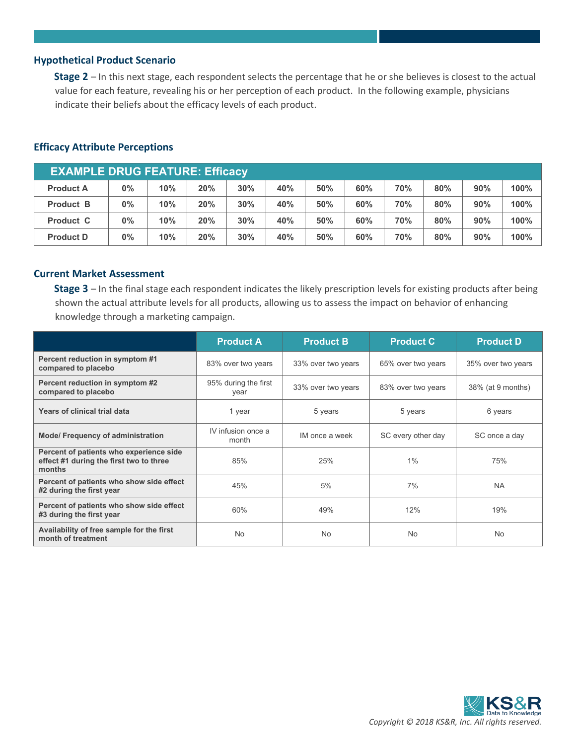## Hypothetical Product Scenario

**Stage 2** – In this next stage, each respondent selects the percentage that he or she believes is closest to the actual value for each feature, revealing his or her perception of each product. In the following example, physicians indicate their beliefs about the efficacy levels of each product.

## Efficacy Attribute Perceptions

| EXAMPLE DRUG FEATURE: Efficacy | | | | | | | | | | | |
|---|---|---|---|---|---|---|---|---|---|---|---|
| **Product A** | **0%** | **10%** | **20%** | **30%** | **40%** | **50%** | **60%** | **70%** | **80%** | **90%** | **100%** |
| **Product B** | **0%** | **10%** | **20%** | **30%** | **40%** | **50%** | **60%** | **70%** | **80%** | **90%** | **100%** |
| **Product C** | **0%** | **10%** | **20%** | **30%** | **40%** | **50%** | **60%** | **70%** | **80%** | **90%** | **100%** |
| **Product D** | **0%** | **10%** | **20%** | **30%** | **40%** | **50%** | **60%** | **70%** | **80%** | **90%** | **100%** |

## Current Market Assessment

**Stage 3** – In the final stage each respondent indicates the likely prescription levels for existing products after being shown the actual attribute levels for all products, allowing us to assess the impact on behavior of enhancing knowledge through a marketing campaign.

| | Product A | Product B | Product C | Product D |
|---|---|---|---|---|
| **Percent reduction in symptom #1 compared to placebo** | 83% over two years | 33% over two years | 65% over two years | 35% over two years |
| **Percent reduction in symptom #2 compared to placebo** | 95% during the first year | 33% over two years | 83% over two years | 38% (at 9 months) |
| **Years of clinical trial data** | 1 year | 5 years | 5 years | 6 years |
| **Mode/ Frequency of administration** | IV infusion once a month | IM once a week | SC every other day | SC once a day |
| **Percent of patients who experience side effect #1 during the first two to three months** | 85% | 25% | 1% | 75% |
| **Percent of patients who show side effect #2 during the first year** | 45% | 5% | 7% | NA |
| **Percent of patients who show side effect #3 during the first year** | 60% | 49% | 12% | 19% |
| **Availability of free sample for the first month of treatment** | No | No | No | No |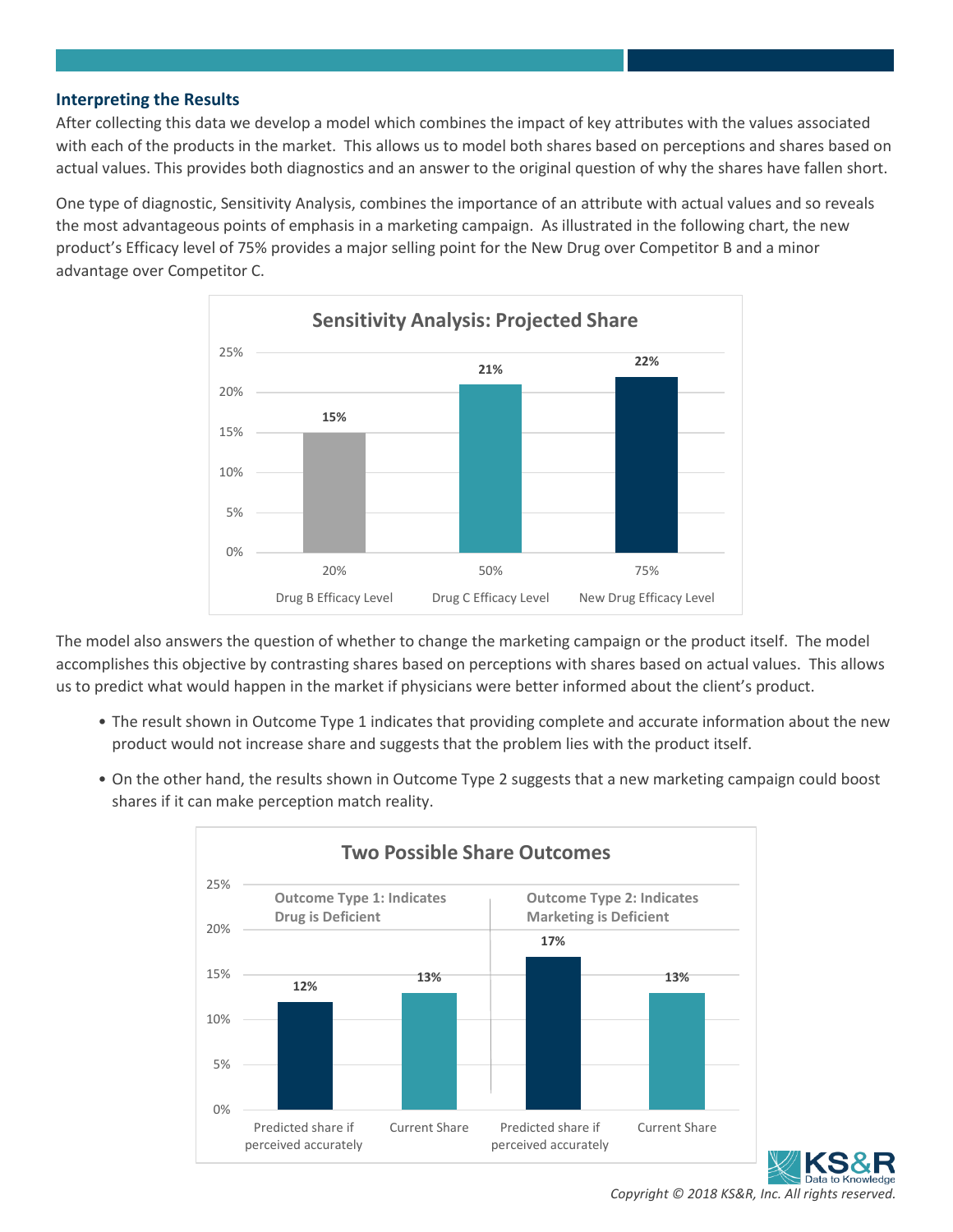### Interpreting the Results

After collecting this data we develop a model which combines the impact of key attributes with the values associated with each of the products in the market. This allows us to model both shares based on perceptions and shares based on actual values. This provides both diagnostics and an answer to the original question of why the shares have fallen short.

One type of diagnostic, Sensitivity Analysis, combines the importance of an attribute with actual values and so reveals the most advantageous points of emphasis in a marketing campaign. As illustrated in the following chart, the new product's Efficacy level of 75% provides a major selling point for the New Drug over Competitor B and a minor advantage over Competitor C.

**Sensitivity Analysis: Projected Share**

| | Drug B Efficacy Level (20%) | Drug C Efficacy Level (50%) | New Drug Efficacy Level (75%) |
|---|---|---|---|
| Projected Share | 15% | 21% | 22% |

The model also answers the question of whether to change the marketing campaign or the product itself. The model accomplishes this objective by contrasting shares based on perceptions with shares based on actual values. This allows us to predict what would happen in the market if physicians were better informed about the client's product.

- The result shown in Outcome Type 1 indicates that providing complete and accurate information about the new product would not increase share and suggests that the problem lies with the product itself.
- On the other hand, the results shown in Outcome Type 2 suggests that a new marketing campaign could boost shares if it can make perception match reality.

**Two Possible Share Outcomes**

| | Outcome Type 1: Indicates Drug is Deficient | | Outcome Type 2: Indicates Marketing is Deficient | |
|---|---|---|---|---|
| | Predicted share if perceived accurately | Current Share | Predicted share if perceived accurately | Current Share |
| Share | 12% | 13% | 17% | 13% |

*Copyright © 2018 KS&R, Inc. All rights reserved.*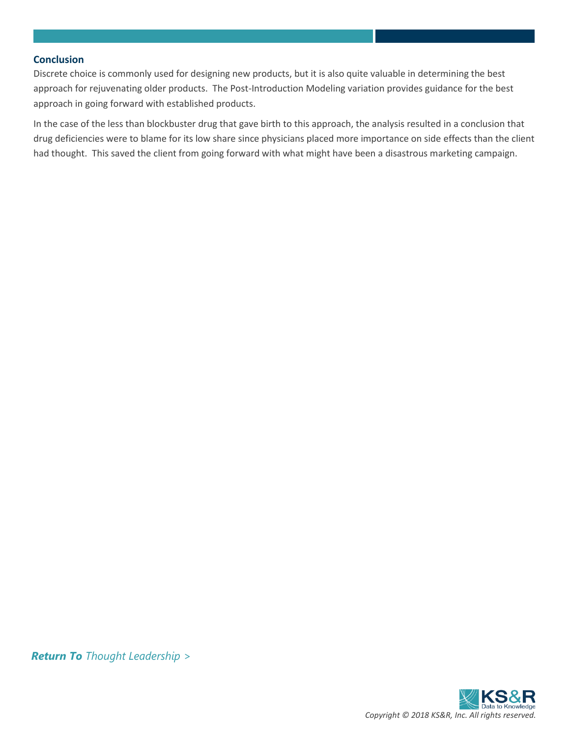## Conclusion

Discrete choice is commonly used for designing new products, but it is also quite valuable in determining the best approach for rejuvenating older products.  The Post-Introduction Modeling variation provides guidance for the best approach in going forward with established products.

In the case of the less than blockbuster drug that gave birth to this approach, the analysis resulted in a conclusion that drug deficiencies were to blame for its low share since physicians placed more importance on side effects than the client had thought.  This saved the client from going forward with what might have been a disastrous marketing campaign.

***Return To** Thought Leadership >*

KS&R
Data to Knowledge

*Copyright © 2018 KS&R, Inc. All rights reserved.*